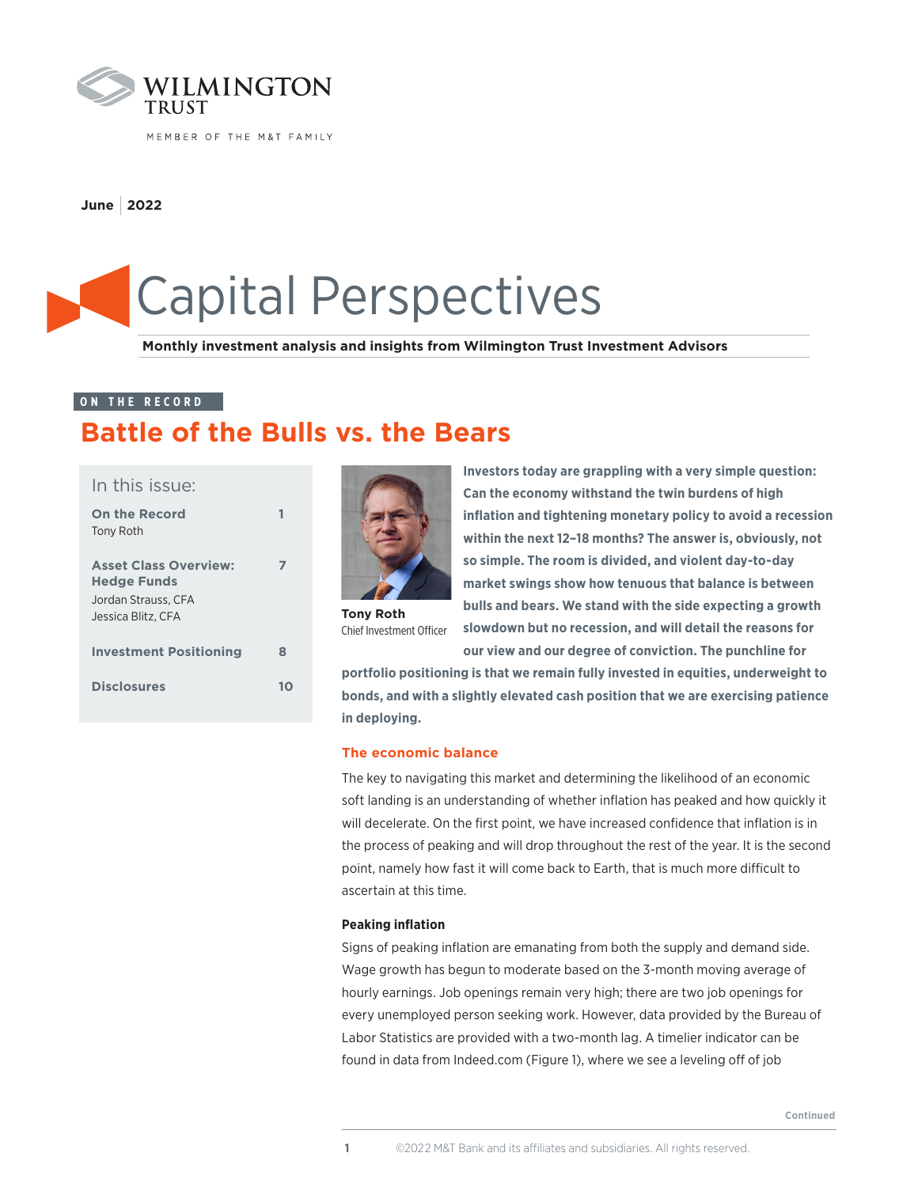WILMINGTON TRUST

MEMBER OF THE M&T FAMILY

**June | 2022**

# Capital Perspectives

**Monthly investment analysis and insights from Wilmington Trust Investment Advisors**

ON THE RECORD

## Battle of the Bulls vs. the Bears

In this issue:

| | |
|---|---|
| **On the Record** Tony Roth | 1 |
| **Asset Class Overview: Hedge Funds** Jordan Strauss, CFA Jessica Blitz, CFA | 7 |
| **Investment Positioning** | 8 |
| **Disclosures** | 10 |

**Tony Roth**
Chief Investment Officer

**Investors today are grappling with a very simple question: Can the economy withstand the twin burdens of high inflation and tightening monetary policy to avoid a recession within the next 12–18 months? The answer is, obviously, not so simple. The room is divided, and violent day-to-day market swings show how tenuous that balance is between bulls and bears. We stand with the side expecting a growth slowdown but no recession, and will detail the reasons for our view and our degree of conviction. The punchline for portfolio positioning is that we remain fully invested in equities, underweight to bonds, and with a slightly elevated cash position that we are exercising patience in deploying.**

### The economic balance

The key to navigating this market and determining the likelihood of an economic soft landing is an understanding of whether inflation has peaked and how quickly it will decelerate. On the first point, we have increased confidence that inflation is in the process of peaking and will drop throughout the rest of the year. It is the second point, namely how fast it will come back to Earth, that is much more difficult to ascertain at this time.

#### Peaking inflation

Signs of peaking inflation are emanating from both the supply and demand side. Wage growth has begun to moderate based on the 3-month moving average of hourly earnings. Job openings remain very high; there are two job openings for every unemployed person seeking work. However, data provided by the Bureau of Labor Statistics are provided with a two-month lag. A timelier indicator can be found in data from Indeed.com (Figure 1), where we see a leveling off of job

Continued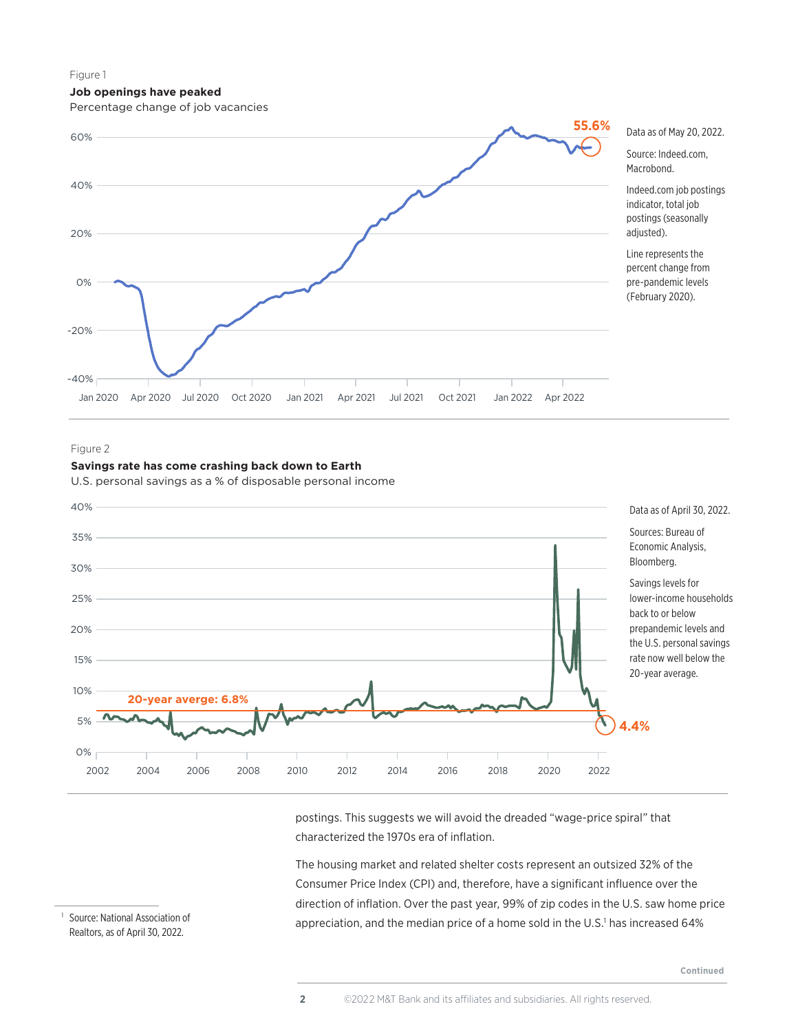Figure 1

**Job openings have peaked**

Percentage change of job vacancies

Data as of May 20, 2022.

Source: Indeed.com, Macrobond.

Indeed.com job postings indicator, total job postings (seasonally adjusted).

Line represents the percent change from pre-pandemic levels (February 2020).

Figure 2

**Savings rate has come crashing back down to Earth**

U.S. personal savings as a % of disposable personal income

Data as of April 30, 2022.

Sources: Bureau of Economic Analysis, Bloomberg.

Savings levels for lower-income households back to or below prepandemic levels and the U.S. personal savings rate now well below the 20-year average.

postings. This suggests we will avoid the dreaded "wage-price spiral" that characterized the 1970s era of inflation.

The housing market and related shelter costs represent an outsized 32% of the Consumer Price Index (CPI) and, therefore, have a significant influence over the direction of inflation. Over the past year, 99% of zip codes in the U.S. saw home price appreciation, and the median price of a home sold in the U.S.[1] has increased 64%

[1] Source: National Association of Realtors, as of April 30, 2022.

Continued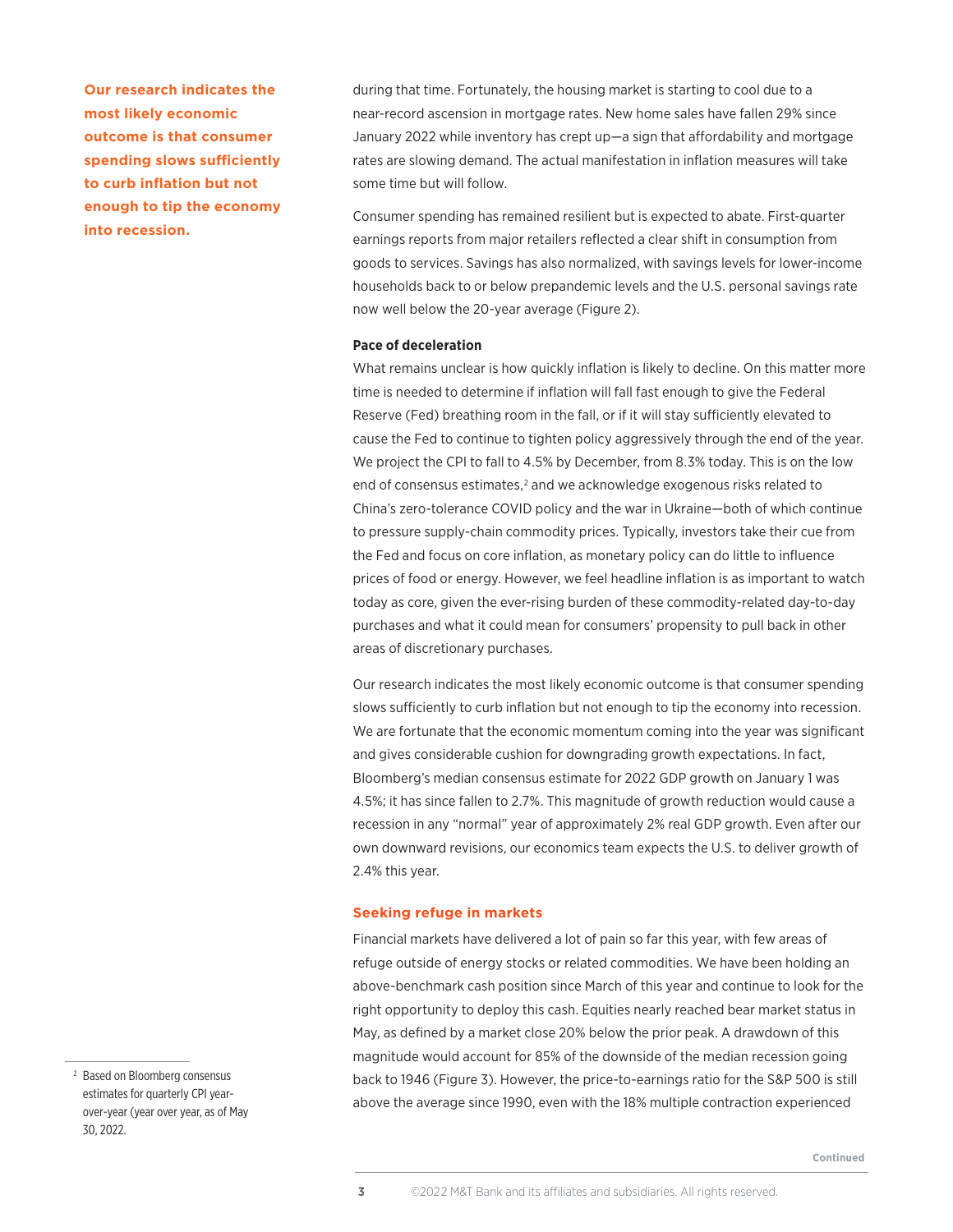**Our research indicates the most likely economic outcome is that consumer spending slows sufficiently to curb inflation but not enough to tip the economy into recession.**

during that time. Fortunately, the housing market is starting to cool due to a near-record ascension in mortgage rates. New home sales have fallen 29% since January 2022 while inventory has crept up—a sign that affordability and mortgage rates are slowing demand. The actual manifestation in inflation measures will take some time but will follow.

Consumer spending has remained resilient but is expected to abate. First-quarter earnings reports from major retailers reflected a clear shift in consumption from goods to services. Savings has also normalized, with savings levels for lower-income households back to or below prepandemic levels and the U.S. personal savings rate now well below the 20-year average (Figure 2).

**Pace of deceleration**

What remains unclear is how quickly inflation is likely to decline. On this matter more time is needed to determine if inflation will fall fast enough to give the Federal Reserve (Fed) breathing room in the fall, or if it will stay sufficiently elevated to cause the Fed to continue to tighten policy aggressively through the end of the year. We project the CPI to fall to 4.5% by December, from 8.3% today. This is on the low end of consensus estimates,[2] and we acknowledge exogenous risks related to China's zero-tolerance COVID policy and the war in Ukraine—both of which continue to pressure supply-chain commodity prices. Typically, investors take their cue from the Fed and focus on core inflation, as monetary policy can do little to influence prices of food or energy. However, we feel headline inflation is as important to watch today as core, given the ever-rising burden of these commodity-related day-to-day purchases and what it could mean for consumers' propensity to pull back in other areas of discretionary purchases.

Our research indicates the most likely economic outcome is that consumer spending slows sufficiently to curb inflation but not enough to tip the economy into recession. We are fortunate that the economic momentum coming into the year was significant and gives considerable cushion for downgrading growth expectations. In fact, Bloomberg's median consensus estimate for 2022 GDP growth on January 1 was 4.5%; it has since fallen to 2.7%. This magnitude of growth reduction would cause a recession in any "normal" year of approximately 2% real GDP growth. Even after our own downward revisions, our economics team expects the U.S. to deliver growth of 2.4% this year.

## Seeking refuge in markets

Financial markets have delivered a lot of pain so far this year, with few areas of refuge outside of energy stocks or related commodities. We have been holding an above-benchmark cash position since March of this year and continue to look for the right opportunity to deploy this cash. Equities nearly reached bear market status in May, as defined by a market close 20% below the prior peak. A drawdown of this magnitude would account for 85% of the downside of the median recession going back to 1946 (Figure 3). However, the price-to-earnings ratio for the S&P 500 is still above the average since 1990, even with the 18% multiple contraction experienced

[2] Based on Bloomberg consensus estimates for quarterly CPI year-over-year (year over year, as of May 30, 2022.

Continued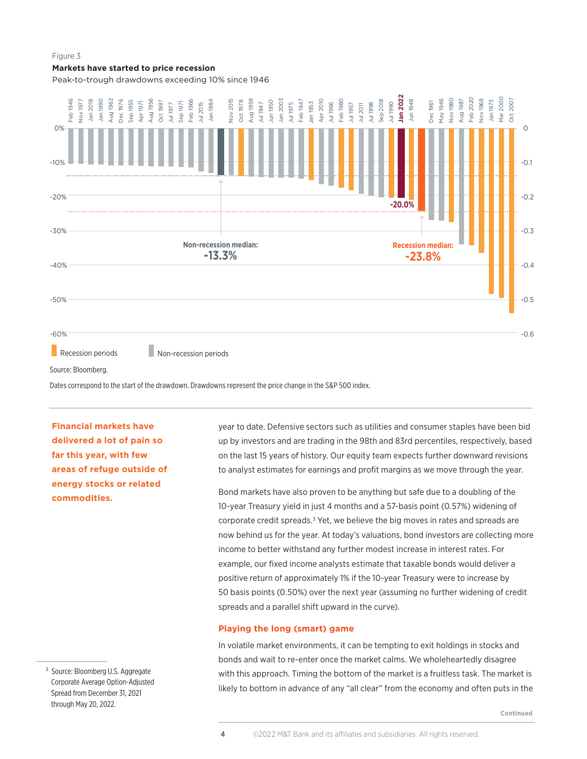Figure 3

**Markets have started to price recession**

Peak-to-trough drawdowns exceeding 10% since 1946

Feb 1946, Nov 1977, Jan 2018, Jan 1990, Aug 1962, Dec 1976, Sep 1955, Apr 1971, Aug 1956, Oct 1997, Jul 1977, Sep 1971, Feb 1966, Jul 2015, Jan 1984, Nov 2015, Oct 1978, Aug 1959, Jul 1947, Jun 1950, Jan 2003, Jul 1975, Feb 1947, Jan 1953, Apr 2010, Jul 1966, Feb 1980, Jul 1957, Jul 2011, Jul 1998, Sep 2018, Jul 1990, **Jan 2022**, Jun 1948, Dec 1961, May 1946, Nov 1980, Aug 1987, Feb 2020, Nov 1968, Jan 1973, Mar 2000, Oct 2007

0%, -10%, -20%, -30%, -40%, -50%, -60%

0, -0.1, -0.2, -0.3, -0.4, -0.5, -0.6

-20.0%

Non-recession median: **-13.3%**

Recession median: **-23.8%**

Recession periods | Non-recession periods

Source: Bloomberg.

Dates correspond to the start of the drawdown. Drawdowns represent the price change in the S&P 500 index.

**Financial markets have delivered a lot of pain so far this year, with few areas of refuge outside of energy stocks or related commodities.**

year to date. Defensive sectors such as utilities and consumer staples have been bid up by investors and are trading in the 98th and 83rd percentiles, respectively, based on the last 15 years of history. Our equity team expects further downward revisions to analyst estimates for earnings and profit margins as we move through the year.

Bond markets have also proven to be anything but safe due to a doubling of the 10-year Treasury yield in just 4 months and a 57-basis point (0.57%) widening of corporate credit spreads.[3] Yet, we believe the big moves in rates and spreads are now behind us for the year. At today's valuations, bond investors are collecting more income to better withstand any further modest increase in interest rates. For example, our fixed income analysts estimate that taxable bonds would deliver a positive return of approximately 1% if the 10-year Treasury were to increase by 50 basis points (0.50%) over the next year (assuming no further widening of credit spreads and a parallel shift upward in the curve).

### Playing the long (smart) game

In volatile market environments, it can be tempting to exit holdings in stocks and bonds and wait to re-enter once the market calms. We wholeheartedly disagree with this approach. Timing the bottom of the market is a fruitless task. The market is likely to bottom in advance of any "all clear" from the economy and often puts in the

Continued

[3] Source: Bloomberg U.S. Aggregate Corporate Average Option-Adjusted Spread from December 31, 2021 through May 20, 2022.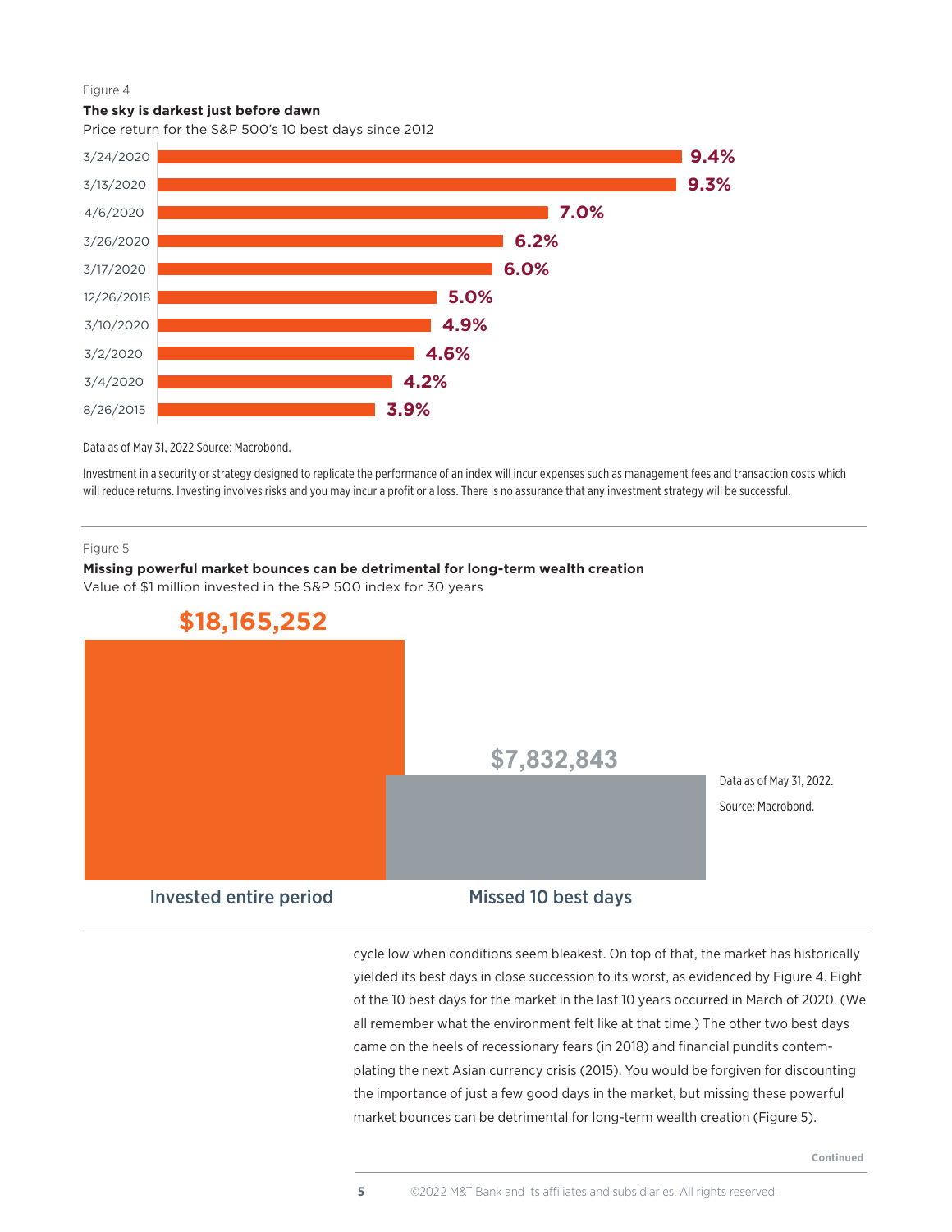Figure 4

**The sky is darkest just before dawn**

Price return for the S&P 500's 10 best days since 2012

| Date | Price return |
|---|---|
| 3/24/2020 | 9.4% |
| 3/13/2020 | 9.3% |
| 4/6/2020 | 7.0% |
| 3/26/2020 | 6.2% |
| 3/17/2020 | 6.0% |
| 12/26/2018 | 5.0% |
| 3/10/2020 | 4.9% |
| 3/2/2020 | 4.6% |
| 3/4/2020 | 4.2% |
| 8/26/2015 | 3.9% |

Data as of May 31, 2022 Source: Macrobond.

Investment in a security or strategy designed to replicate the performance of an index will incur expenses such as management fees and transaction costs which will reduce returns. Investing involves risks and you may incur a profit or a loss. There is no assurance that any investment strategy will be successful.

Figure 5

**Missing powerful market bounces can be detrimental for long-term wealth creation**

Value of $1 million invested in the S&P 500 index for 30 years

| Invested entire period | Missed 10 best days |
|---|---|
| $18,165,252 | $7,832,843 |

Data as of May 31, 2022.

Source: Macrobond.

cycle low when conditions seem bleakest. On top of that, the market has historically yielded its best days in close succession to its worst, as evidenced by Figure 4. Eight of the 10 best days for the market in the last 10 years occurred in March of 2020. (We all remember what the environment felt like at that time.) The other two best days came on the heels of recessionary fears (in 2018) and financial pundits contemplating the next Asian currency crisis (2015). You would be forgiven for discounting the importance of just a few good days in the market, but missing these powerful market bounces can be detrimental for long-term wealth creation (Figure 5).

Continued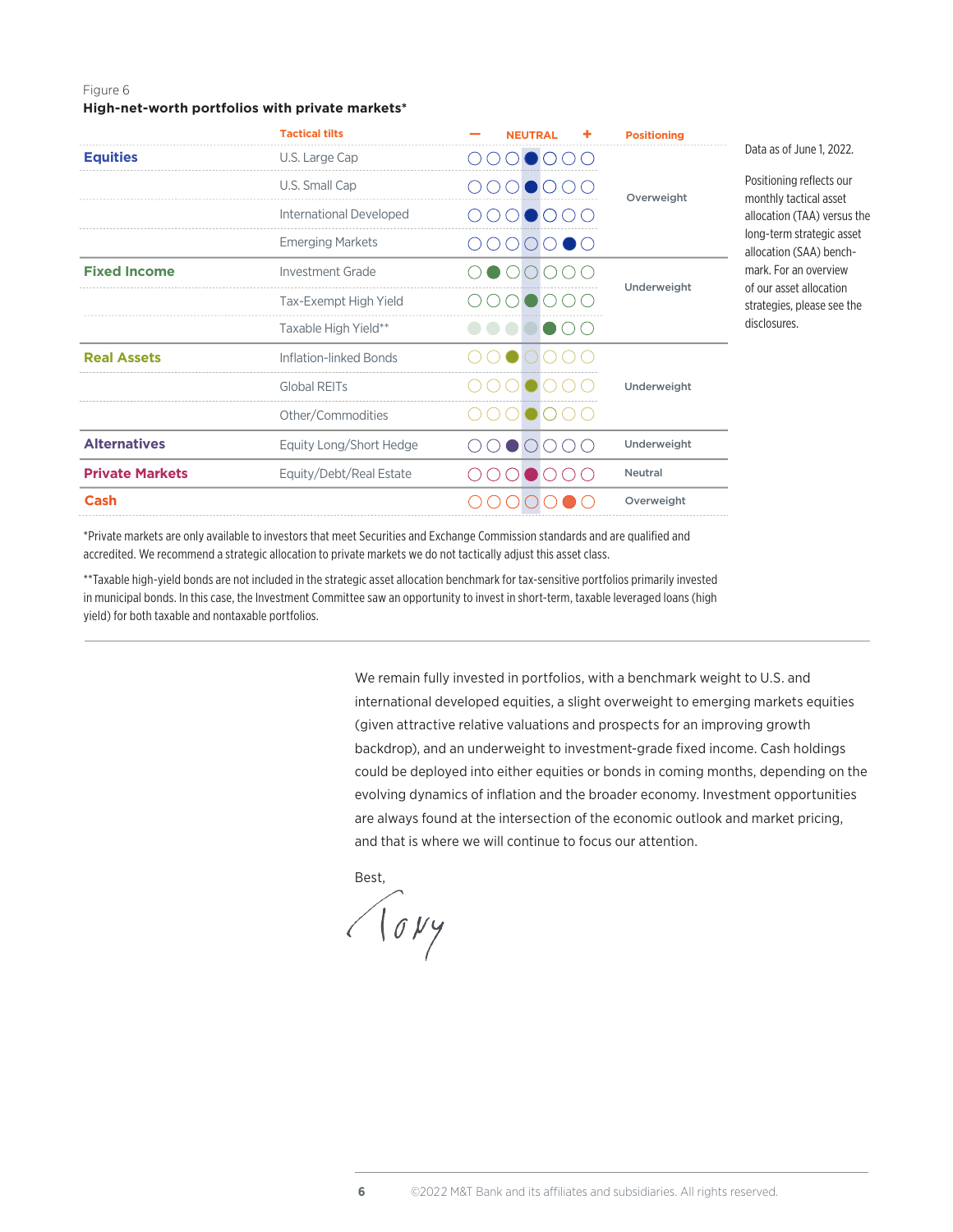Figure 6

**High-net-worth portfolios with private markets***

| | Tactical tilts | − | | | NEUTRAL | | | + | Positioning |
|---|---|---|---|---|---|---|---|---|---|
| **Equities** | U.S. Large Cap | ○ | ○ | ○ | ● | ○ | ○ | ○ | Overweight |
| | U.S. Small Cap | ○ | ○ | ○ | ● | ○ | ○ | ○ | |
| | International Developed | ○ | ○ | ○ | ● | ○ | ○ | ○ | |
| | Emerging Markets | ○ | ○ | ○ | ○ | ○ | ● | ○ | |
| **Fixed Income** | Investment Grade | ○ | ● | ○ | ○ | ○ | ○ | ○ | Underweight |
| | Tax-Exempt High Yield | ○ | ○ | ○ | ● | ○ | ○ | ○ | |
| | Taxable High Yield** | | | | | ● | ○ | ○ | |
| **Real Assets** | Inflation-linked Bonds | ○ | ○ | ● | ○ | ○ | ○ | ○ | Underweight |
| | Global REITs | ○ | ○ | ○ | ● | ○ | ○ | ○ | |
| | Other/Commodities | ○ | ○ | ○ | ● | ○ | ○ | ○ | |
| **Alternatives** | Equity Long/Short Hedge | ○ | ○ | ● | ○ | ○ | ○ | ○ | Underweight |
| **Private Markets** | Equity/Debt/Real Estate | ○ | ○ | ○ | ● | ○ | ○ | ○ | Neutral |
| **Cash** | | ○ | ○ | ○ | ○ | ○ | ● | ○ | Overweight |

Data as of June 1, 2022.

Positioning reflects our monthly tactical asset allocation (TAA) versus the long-term strategic asset allocation (SAA) benchmark. For an overview of our asset allocation strategies, please see the disclosures.

*Private markets are only available to investors that meet Securities and Exchange Commission standards and are qualified and accredited. We recommend a strategic allocation to private markets we do not tactically adjust this asset class.

**Taxable high-yield bonds are not included in the strategic asset allocation benchmark for tax-sensitive portfolios primarily invested in municipal bonds. In this case, the Investment Committee saw an opportunity to invest in short-term, taxable leveraged loans (high yield) for both taxable and nontaxable portfolios.

---

We remain fully invested in portfolios, with a benchmark weight to U.S. and international developed equities, a slight overweight to emerging markets equities (given attractive relative valuations and prospects for an improving growth backdrop), and an underweight to investment-grade fixed income. Cash holdings could be deployed into either equities or bonds in coming months, depending on the evolving dynamics of inflation and the broader economy. Investment opportunities are always found at the intersection of the economic outlook and market pricing, and that is where we will continue to focus our attention.

Best,

Tony

©2022 M&T Bank and its affiliates and subsidiaries. All rights reserved.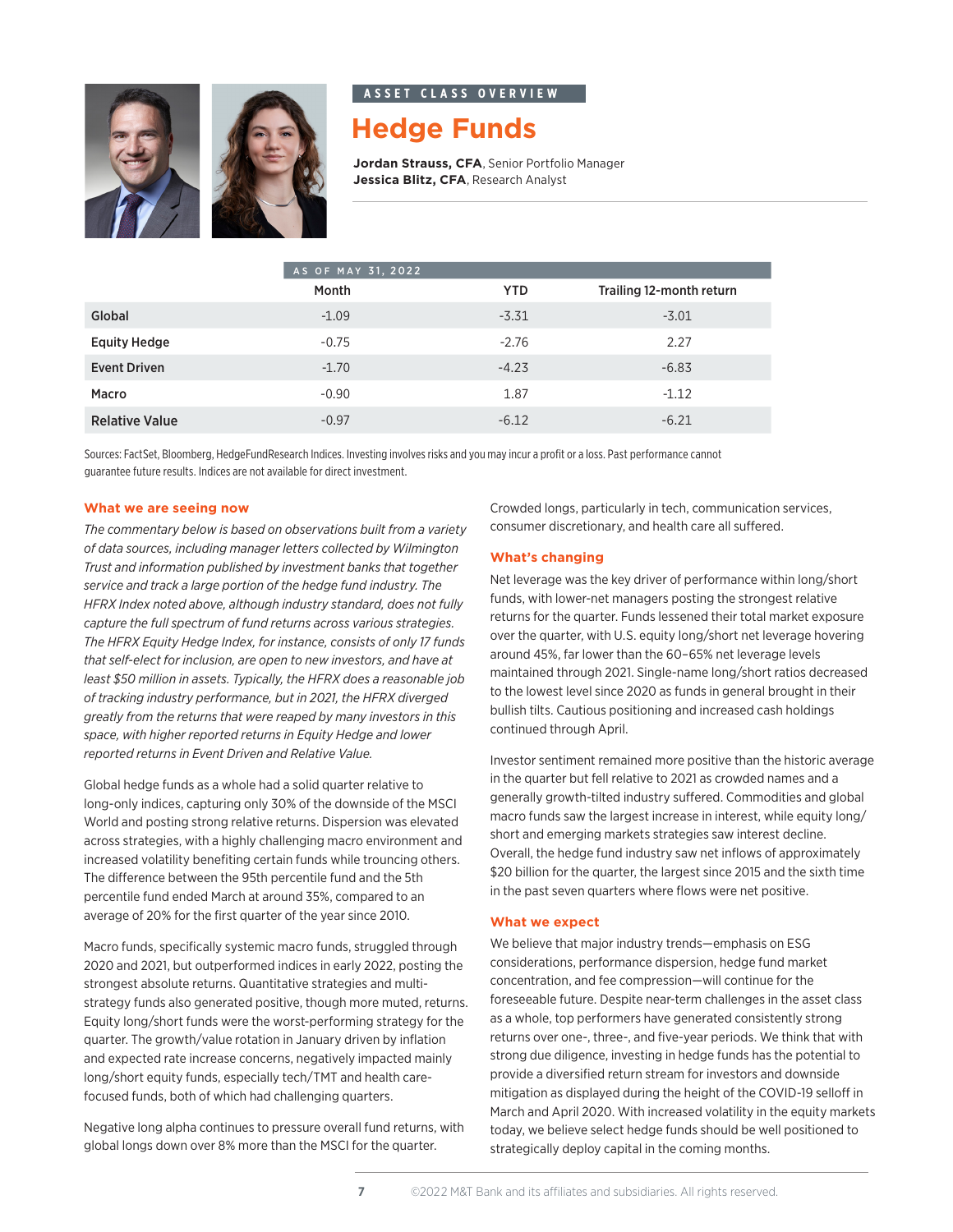ASSET CLASS OVERVIEW

# Hedge Funds

**Jordan Strauss, CFA**, Senior Portfolio Manager
**Jessica Blitz, CFA**, Research Analyst

| AS OF MAY 31, 2022 | Month | YTD | Trailing 12-month return |
|---|---|---|---|
| Global | -1.09 | -3.31 | -3.01 |
| Equity Hedge | -0.75 | -2.76 | 2.27 |
| Event Driven | -1.70 | -4.23 | -6.83 |
| Macro | -0.90 | 1.87 | -1.12 |
| Relative Value | -0.97 | -6.12 | -6.21 |

Sources: FactSet, Bloomberg, HedgeFundResearch Indices. Investing involves risks and you may incur a profit or a loss. Past performance cannot guarantee future results. Indices are not available for direct investment.

## What we are seeing now

*The commentary below is based on observations built from a variety of data sources, including manager letters collected by Wilmington Trust and information published by investment banks that together service and track a large portion of the hedge fund industry. The HFRX Index noted above, although industry standard, does not fully capture the full spectrum of fund returns across various strategies. The HFRX Equity Hedge Index, for instance, consists of only 17 funds that self-elect for inclusion, are open to new investors, and have at least $50 million in assets. Typically, the HFRX does a reasonable job of tracking industry performance, but in 2021, the HFRX diverged greatly from the returns that were reaped by many investors in this space, with higher reported returns in Equity Hedge and lower reported returns in Event Driven and Relative Value.*

Global hedge funds as a whole had a solid quarter relative to long-only indices, capturing only 30% of the downside of the MSCI World and posting strong relative returns. Dispersion was elevated across strategies, with a highly challenging macro environment and increased volatility benefiting certain funds while trouncing others. The difference between the 95th percentile fund and the 5th percentile fund ended March at around 35%, compared to an average of 20% for the first quarter of the year since 2010.

Macro funds, specifically systemic macro funds, struggled through 2020 and 2021, but outperformed indices in early 2022, posting the strongest absolute returns. Quantitative strategies and multi-strategy funds also generated positive, though more muted, returns. Equity long/short funds were the worst-performing strategy for the quarter. The growth/value rotation in January driven by inflation and expected rate increase concerns, negatively impacted mainly long/short equity funds, especially tech/TMT and health care-focused funds, both of which had challenging quarters.

Negative long alpha continues to pressure overall fund returns, with global longs down over 8% more than the MSCI for the quarter. Crowded longs, particularly in tech, communication services, consumer discretionary, and health care all suffered.

## What's changing

Net leverage was the key driver of performance within long/short funds, with lower-net managers posting the strongest relative returns for the quarter. Funds lessened their total market exposure over the quarter, with U.S. equity long/short net leverage hovering around 45%, far lower than the 60–65% net leverage levels maintained through 2021. Single-name long/short ratios decreased to the lowest level since 2020 as funds in general brought in their bullish tilts. Cautious positioning and increased cash holdings continued through April.

Investor sentiment remained more positive than the historic average in the quarter but fell relative to 2021 as crowded names and a generally growth-tilted industry suffered. Commodities and global macro funds saw the largest increase in interest, while equity long/short and emerging markets strategies saw interest decline. Overall, the hedge fund industry saw net inflows of approximately $20 billion for the quarter, the largest since 2015 and the sixth time in the past seven quarters where flows were net positive.

## What we expect

We believe that major industry trends—emphasis on ESG considerations, performance dispersion, hedge fund market concentration, and fee compression—will continue for the foreseeable future. Despite near-term challenges in the asset class as a whole, top performers have generated consistently strong returns over one-, three-, and five-year periods. We think that with strong due diligence, investing in hedge funds has the potential to provide a diversified return stream for investors and downside mitigation as displayed during the height of the COVID-19 selloff in March and April 2020. With increased volatility in the equity markets today, we believe select hedge funds should be well positioned to strategically deploy capital in the coming months.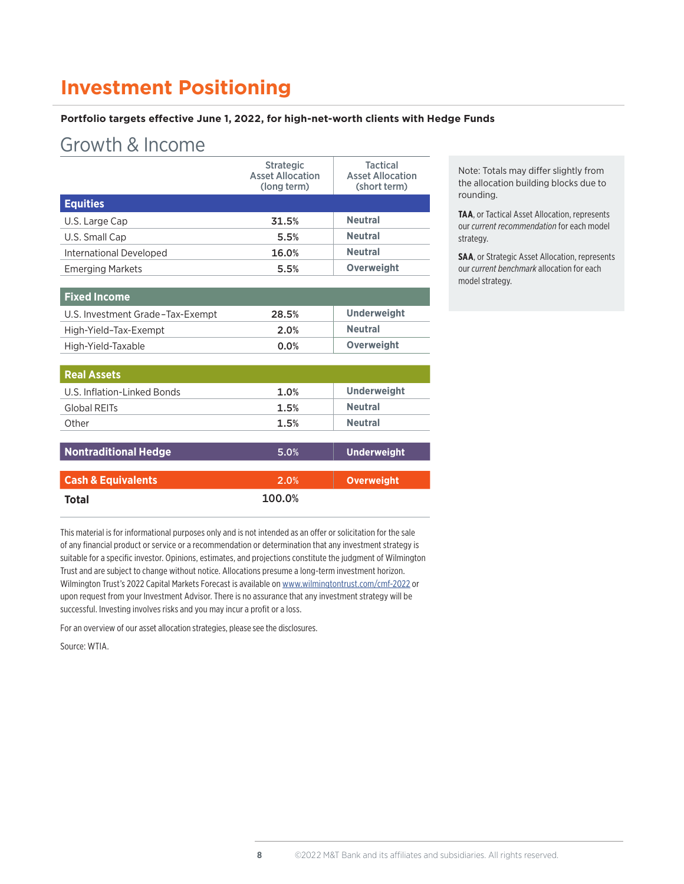# Investment Positioning

**Portfolio targets effective June 1, 2022, for high-net-worth clients with Hedge Funds**

## Growth & Income

| | Strategic Asset Allocation (long term) | Tactical Asset Allocation (short term) |
|---|---|---|
| **Equities** | | |
| U.S. Large Cap | 31.5% | Neutral |
| U.S. Small Cap | 5.5% | Neutral |
| International Developed | 16.0% | Neutral |
| Emerging Markets | 5.5% | Overweight |
| **Fixed Income** | | |
| U.S. Investment Grade–Tax-Exempt | 28.5% | Underweight |
| High-Yield–Tax-Exempt | 2.0% | Neutral |
| High-Yield-Taxable | 0.0% | Overweight |
| **Real Assets** | | |
| U.S. Inflation-Linked Bonds | 1.0% | Underweight |
| Global REITs | 1.5% | Neutral |
| Other | 1.5% | Neutral |
| **Nontraditional Hedge** | 5.0% | Underweight |
| **Cash & Equivalents** | 2.0% | Overweight |
| **Total** | 100.0% | |

Note: Totals may differ slightly from the allocation building blocks due to rounding.

**TAA**, or Tactical Asset Allocation, represents our *current recommendation* for each model strategy.

**SAA**, or Strategic Asset Allocation, represents our *current benchmark* allocation for each model strategy.

This material is for informational purposes only and is not intended as an offer or solicitation for the sale of any financial product or service or a recommendation or determination that any investment strategy is suitable for a specific investor. Opinions, estimates, and projections constitute the judgment of Wilmington Trust and are subject to change without notice. Allocations presume a long-term investment horizon. Wilmington Trust's 2022 Capital Markets Forecast is available on www.wilmingtontrust.com/cmf-2022 or upon request from your Investment Advisor. There is no assurance that any investment strategy will be successful. Investing involves risks and you may incur a profit or a loss.

For an overview of our asset allocation strategies, please see the disclosures.

Source: WTIA.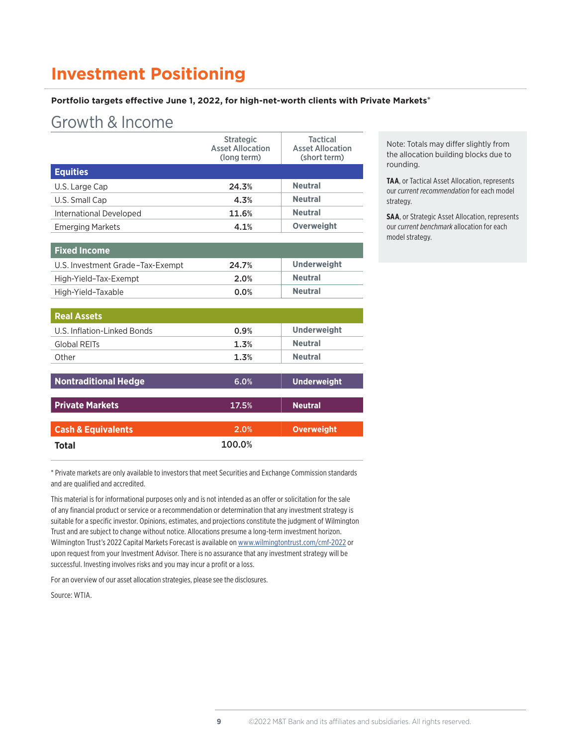# Investment Positioning

**Portfolio targets effective June 1, 2022, for high-net-worth clients with Private Markets***

## Growth & Income

| | Strategic Asset Allocation (long term) | Tactical Asset Allocation (short term) |
|---|---|---|
| **Equities** | | |
| U.S. Large Cap | **24.3%** | **Neutral** |
| U.S. Small Cap | **4.3%** | **Neutral** |
| International Developed | **11.6%** | **Neutral** |
| Emerging Markets | **4.1%** | **Overweight** |
| **Fixed Income** | | |
| U.S. Investment Grade–Tax-Exempt | **24.7%** | **Underweight** |
| High-Yield–Tax-Exempt | **2.0%** | **Neutral** |
| High-Yield–Taxable | **0.0%** | **Neutral** |
| **Real Assets** | | |
| U.S. Inflation-Linked Bonds | **0.9%** | **Underweight** |
| Global REITs | **1.3%** | **Neutral** |
| Other | **1.3%** | **Neutral** |
| **Nontraditional Hedge** | 6.0% | **Underweight** |
| **Private Markets** | 17.5% | **Neutral** |
| **Cash & Equivalents** | 2.0% | **Overweight** |
| **Total** | 100.0% | |

Note: Totals may differ slightly from the allocation building blocks due to rounding.

**TAA**, or Tactical Asset Allocation, represents our *current recommendation* for each model strategy.

**SAA**, or Strategic Asset Allocation, represents our *current benchmark* allocation for each model strategy.

* Private markets are only available to investors that meet Securities and Exchange Commission standards and are qualified and accredited.

This material is for informational purposes only and is not intended as an offer or solicitation for the sale of any financial product or service or a recommendation or determination that any investment strategy is suitable for a specific investor. Opinions, estimates, and projections constitute the judgment of Wilmington Trust and are subject to change without notice. Allocations presume a long-term investment horizon. Wilmington Trust's 2022 Capital Markets Forecast is available on www.wilmingtontrust.com/cmf-2022 or upon request from your Investment Advisor. There is no assurance that any investment strategy will be successful. Investing involves risks and you may incur a profit or a loss.

For an overview of our asset allocation strategies, please see the disclosures.

Source: WTIA.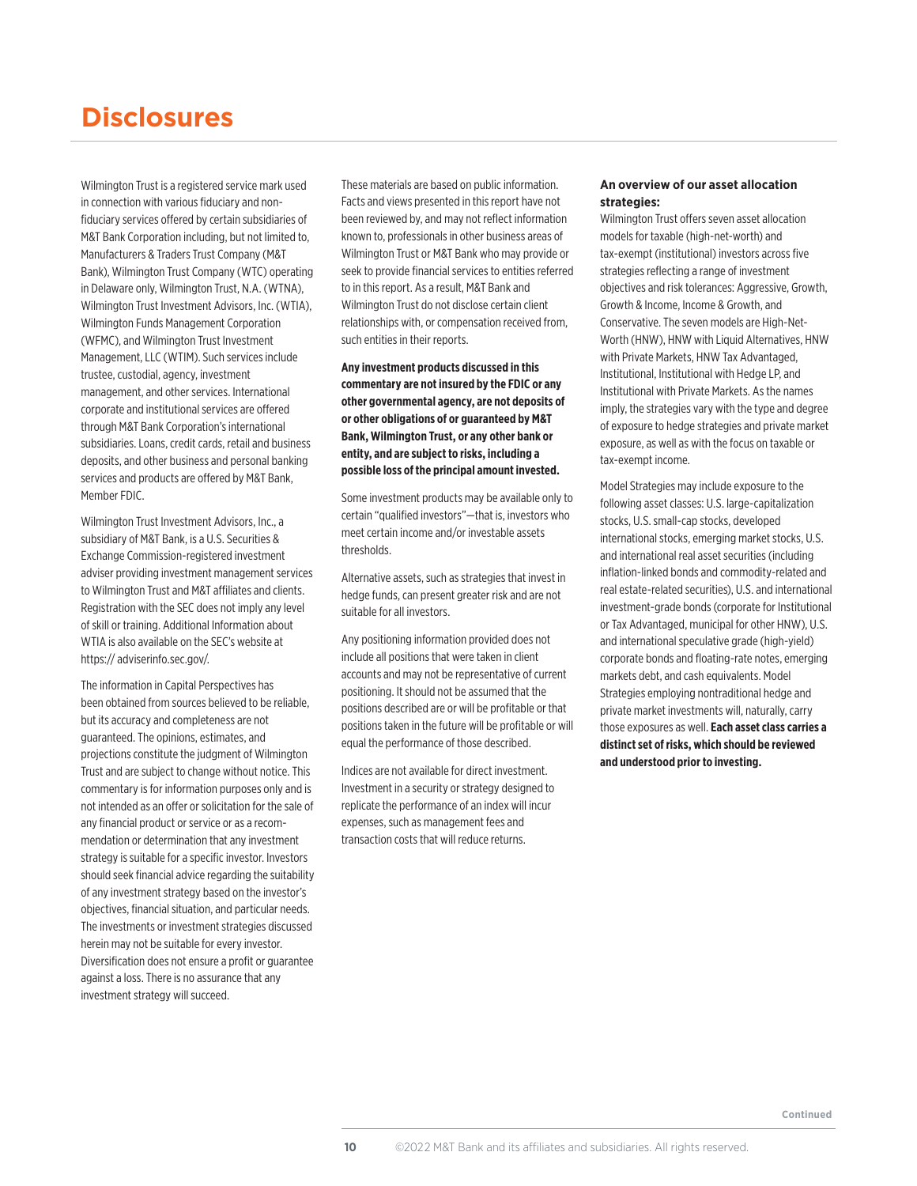# Disclosures

Wilmington Trust is a registered service mark used in connection with various fiduciary and non-fiduciary services offered by certain subsidiaries of M&T Bank Corporation including, but not limited to, Manufacturers & Traders Trust Company (M&T Bank), Wilmington Trust Company (WTC) operating in Delaware only, Wilmington Trust, N.A. (WTNA), Wilmington Trust Investment Advisors, Inc. (WTIA), Wilmington Funds Management Corporation (WFMC), and Wilmington Trust Investment Management, LLC (WTIM). Such services include trustee, custodial, agency, investment management, and other services. International corporate and institutional services are offered through M&T Bank Corporation's international subsidiaries. Loans, credit cards, retail and business deposits, and other business and personal banking services and products are offered by M&T Bank, Member FDIC.

Wilmington Trust Investment Advisors, Inc., a subsidiary of M&T Bank, is a U.S. Securities & Exchange Commission-registered investment adviser providing investment management services to Wilmington Trust and M&T affiliates and clients. Registration with the SEC does not imply any level of skill or training. Additional Information about WTIA is also available on the SEC's website at https:// adviserinfo.sec.gov/.

The information in Capital Perspectives has been obtained from sources believed to be reliable, but its accuracy and completeness are not guaranteed. The opinions, estimates, and projections constitute the judgment of Wilmington Trust and are subject to change without notice. This commentary is for information purposes only and is not intended as an offer or solicitation for the sale of any financial product or service or as a recommendation or determination that any investment strategy is suitable for a specific investor. Investors should seek financial advice regarding the suitability of any investment strategy based on the investor's objectives, financial situation, and particular needs. The investments or investment strategies discussed herein may not be suitable for every investor. Diversification does not ensure a profit or guarantee against a loss. There is no assurance that any investment strategy will succeed.

These materials are based on public information. Facts and views presented in this report have not been reviewed by, and may not reflect information known to, professionals in other business areas of Wilmington Trust or M&T Bank who may provide or seek to provide financial services to entities referred to in this report. As a result, M&T Bank and Wilmington Trust do not disclose certain client relationships with, or compensation received from, such entities in their reports.

**Any investment products discussed in this commentary are not insured by the FDIC or any other governmental agency, are not deposits of or other obligations of or guaranteed by M&T Bank, Wilmington Trust, or any other bank or entity, and are subject to risks, including a possible loss of the principal amount invested.**

Some investment products may be available only to certain "qualified investors"—that is, investors who meet certain income and/or investable assets thresholds.

Alternative assets, such as strategies that invest in hedge funds, can present greater risk and are not suitable for all investors.

Any positioning information provided does not include all positions that were taken in client accounts and may not be representative of current positioning. It should not be assumed that the positions described are or will be profitable or that positions taken in the future will be profitable or will equal the performance of those described.

Indices are not available for direct investment. Investment in a security or strategy designed to replicate the performance of an index will incur expenses, such as management fees and transaction costs that will reduce returns.

**An overview of our asset allocation strategies:**

Wilmington Trust offers seven asset allocation models for taxable (high-net-worth) and tax-exempt (institutional) investors across five strategies reflecting a range of investment objectives and risk tolerances: Aggressive, Growth, Growth & Income, Income & Growth, and Conservative. The seven models are High-Net-Worth (HNW), HNW with Liquid Alternatives, HNW with Private Markets, HNW Tax Advantaged, Institutional, Institutional with Hedge LP, and Institutional with Private Markets. As the names imply, the strategies vary with the type and degree of exposure to hedge strategies and private market exposure, as well as with the focus on taxable or tax-exempt income.

Model Strategies may include exposure to the following asset classes: U.S. large-capitalization stocks, U.S. small-cap stocks, developed international stocks, emerging market stocks, U.S. and international real asset securities (including inflation-linked bonds and commodity-related and real estate-related securities), U.S. and international investment-grade bonds (corporate for Institutional or Tax Advantaged, municipal for other HNW), U.S. and international speculative grade (high-yield) corporate bonds and floating-rate notes, emerging markets debt, and cash equivalents. Model Strategies employing nontraditional hedge and private market investments will, naturally, carry those exposures as well. **Each asset class carries a distinct set of risks, which should be reviewed and understood prior to investing.**

Continued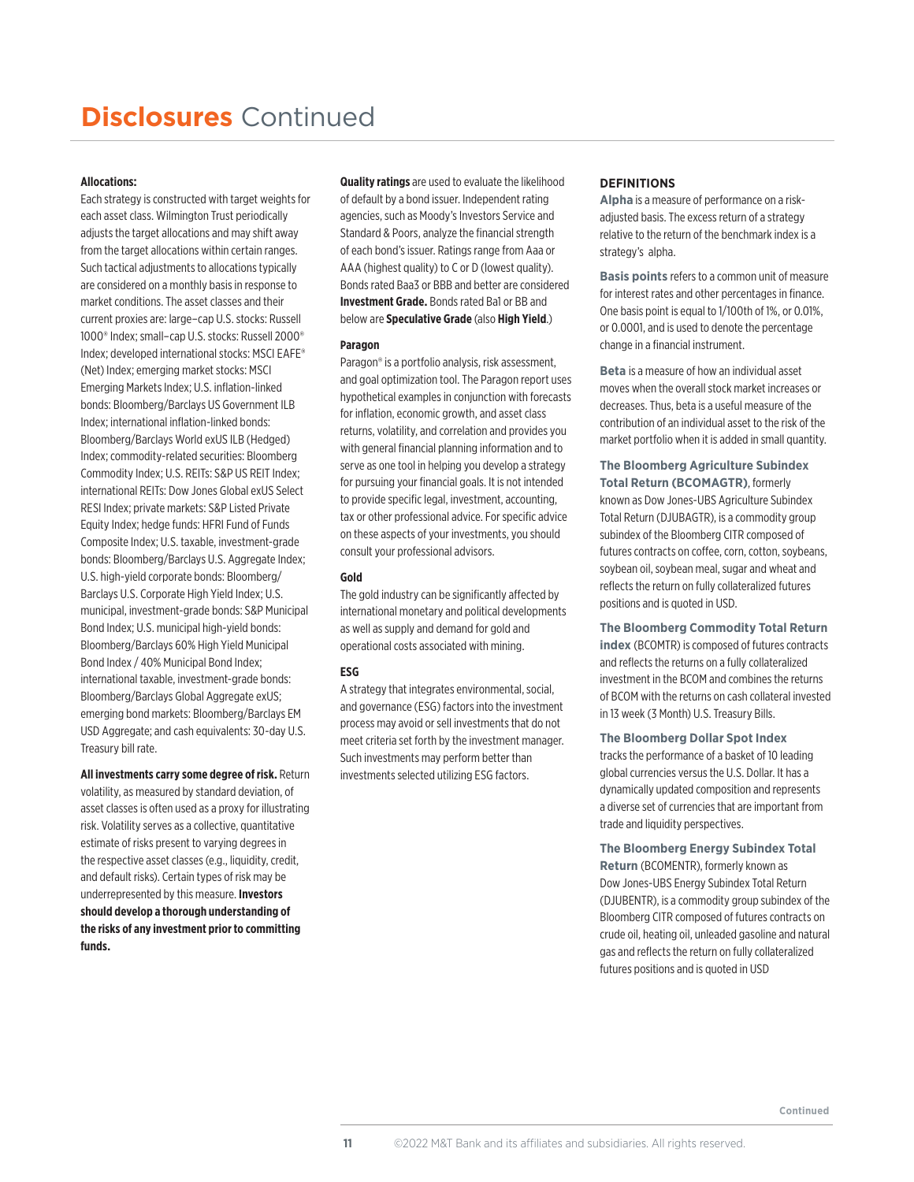# **Disclosures** Continued

**Allocations:**

Each strategy is constructed with target weights for each asset class. Wilmington Trust periodically adjusts the target allocations and may shift away from the target allocations within certain ranges. Such tactical adjustments to allocations typically are considered on a monthly basis in response to market conditions. The asset classes and their current proxies are: large–cap U.S. stocks: Russell 1000® Index; small–cap U.S. stocks: Russell 2000® Index; developed international stocks: MSCI EAFE® (Net) Index; emerging market stocks: MSCI Emerging Markets Index; U.S. inflation-linked bonds: Bloomberg/Barclays US Government ILB Index; international inflation-linked bonds: Bloomberg/Barclays World exUS ILB (Hedged) Index; commodity-related securities: Bloomberg Commodity Index; U.S. REITs: S&P US REIT Index; international REITs: Dow Jones Global exUS Select RESI Index; private markets: S&P Listed Private Equity Index; hedge funds: HFRI Fund of Funds Composite Index; U.S. taxable, investment-grade bonds: Bloomberg/Barclays U.S. Aggregate Index; U.S. high-yield corporate bonds: Bloomberg/Barclays U.S. Corporate High Yield Index; U.S. municipal, investment-grade bonds: S&P Municipal Bond Index; U.S. municipal high-yield bonds: Bloomberg/Barclays 60% High Yield Municipal Bond Index / 40% Municipal Bond Index; international taxable, investment-grade bonds: Bloomberg/Barclays Global Aggregate exUS; emerging bond markets: Bloomberg/Barclays EM USD Aggregate; and cash equivalents: 30-day U.S. Treasury bill rate.

**All investments carry some degree of risk.** Return volatility, as measured by standard deviation, of asset classes is often used as a proxy for illustrating risk. Volatility serves as a collective, quantitative estimate of risks present to varying degrees in the respective asset classes (e.g., liquidity, credit, and default risks). Certain types of risk may be underrepresented by this measure. **Investors should develop a thorough understanding of the risks of any investment prior to committing funds.**

**Quality ratings** are used to evaluate the likelihood of default by a bond issuer. Independent rating agencies, such as Moody's Investors Service and Standard & Poors, analyze the financial strength of each bond's issuer. Ratings range from Aaa or AAA (highest quality) to C or D (lowest quality). Bonds rated Baa3 or BBB and better are considered **Investment Grade.** Bonds rated Ba1 or BB and below are **Speculative Grade** (also **High Yield**.)

**Paragon**

Paragon® is a portfolio analysis, risk assessment, and goal optimization tool. The Paragon report uses hypothetical examples in conjunction with forecasts for inflation, economic growth, and asset class returns, volatility, and correlation and provides you with general financial planning information and to serve as one tool in helping you develop a strategy for pursuing your financial goals. It is not intended to provide specific legal, investment, accounting, tax or other professional advice. For specific advice on these aspects of your investments, you should consult your professional advisors.

**Gold**

The gold industry can be significantly affected by international monetary and political developments as well as supply and demand for gold and operational costs associated with mining.

**ESG**

A strategy that integrates environmental, social, and governance (ESG) factors into the investment process may avoid or sell investments that do not meet criteria set forth by the investment manager. Such investments may perform better than investments selected utilizing ESG factors.

**DEFINITIONS**

**Alpha** is a measure of performance on a risk-adjusted basis. The excess return of a strategy relative to the return of the benchmark index is a strategy's alpha.

**Basis points** refers to a common unit of measure for interest rates and other percentages in finance. One basis point is equal to 1/100th of 1%, or 0.01%, or 0.0001, and is used to denote the percentage change in a financial instrument.

**Beta** is a measure of how an individual asset moves when the overall stock market increases or decreases. Thus, beta is a useful measure of the contribution of an individual asset to the risk of the market portfolio when it is added in small quantity.

**The Bloomberg Agriculture Subindex Total Return (BCOMAGTR)**, formerly known as Dow Jones-UBS Agriculture Subindex Total Return (DJUBAGTR), is a commodity group subindex of the Bloomberg CITR composed of futures contracts on coffee, corn, cotton, soybeans, soybean oil, soybean meal, sugar and wheat and reflects the return on fully collateralized futures positions and is quoted in USD.

**The Bloomberg Commodity Total Return index** (BCOMTR) is composed of futures contracts and reflects the returns on a fully collateralized investment in the BCOM and combines the returns of BCOM with the returns on cash collateral invested in 13 week (3 Month) U.S. Treasury Bills.

**The Bloomberg Dollar Spot Index** tracks the performance of a basket of 10 leading global currencies versus the U.S. Dollar. It has a dynamically updated composition and represents a diverse set of currencies that are important from trade and liquidity perspectives.

**The Bloomberg Energy Subindex Total Return** (BCOMENTR), formerly known as Dow Jones-UBS Energy Subindex Total Return (DJUBENTR), is a commodity group subindex of the Bloomberg CITR composed of futures contracts on crude oil, heating oil, unleaded gasoline and natural gas and reflects the return on fully collateralized futures positions and is quoted in USD

Continued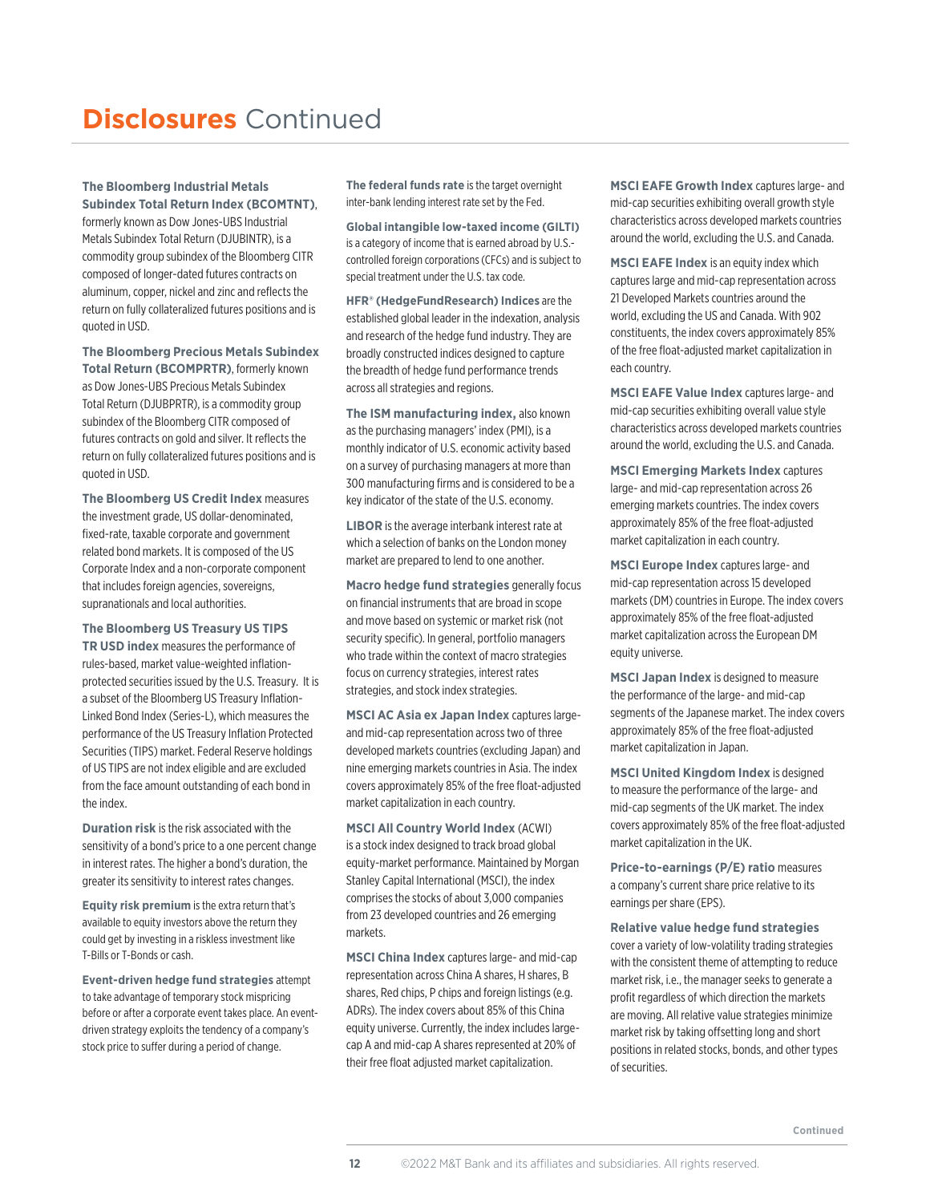# **Disclosures** Continued

**The Bloomberg Industrial Metals Subindex Total Return Index (BCOMTNT)**, formerly known as Dow Jones-UBS Industrial Metals Subindex Total Return (DJUBINTR), is a commodity group subindex of the Bloomberg CITR composed of longer-dated futures contracts on aluminum, copper, nickel and zinc and reflects the return on fully collateralized futures positions and is quoted in USD.

**The Bloomberg Precious Metals Subindex Total Return (BCOMPRTR)**, formerly known as Dow Jones-UBS Precious Metals Subindex Total Return (DJUBPRTR), is a commodity group subindex of the Bloomberg CITR composed of futures contracts on gold and silver. It reflects the return on fully collateralized futures positions and is quoted in USD.

**The Bloomberg US Credit Index** measures the investment grade, US dollar-denominated, fixed-rate, taxable corporate and government related bond markets. It is composed of the US Corporate Index and a non-corporate component that includes foreign agencies, sovereigns, supranationals and local authorities.

**The Bloomberg US Treasury US TIPS TR USD index** measures the performance of rules-based, market value-weighted inflation-protected securities issued by the U.S. Treasury. It is a subset of the Bloomberg US Treasury Inflation-Linked Bond Index (Series-L), which measures the performance of the US Treasury Inflation Protected Securities (TIPS) market. Federal Reserve holdings of US TIPS are not index eligible and are excluded from the face amount outstanding of each bond in the index.

**Duration risk** is the risk associated with the sensitivity of a bond's price to a one percent change in interest rates. The higher a bond's duration, the greater its sensitivity to interest rates changes.

**Equity risk premium** is the extra return that's available to equity investors above the return they could get by investing in a riskless investment like T-Bills or T-Bonds or cash.

**Event-driven hedge fund strategies** attempt to take advantage of temporary stock mispricing before or after a corporate event takes place. An event-driven strategy exploits the tendency of a company's stock price to suffer during a period of change.

**The federal funds rate** is the target overnight inter-bank lending interest rate set by the Fed.

**Global intangible low-taxed income (GILTI)** is a category of income that is earned abroad by U.S.-controlled foreign corporations (CFCs) and is subject to special treatment under the U.S. tax code.

**HFR® (HedgeFundResearch) Indices** are the established global leader in the indexation, analysis and research of the hedge fund industry. They are broadly constructed indices designed to capture the breadth of hedge fund performance trends across all strategies and regions.

**The ISM manufacturing index,** also known as the purchasing managers' index (PMI), is a monthly indicator of U.S. economic activity based on a survey of purchasing managers at more than 300 manufacturing firms and is considered to be a key indicator of the state of the U.S. economy.

**LIBOR** is the average interbank interest rate at which a selection of banks on the London money market are prepared to lend to one another.

**Macro hedge fund strategies** generally focus on financial instruments that are broad in scope and move based on systemic or market risk (not security specific). In general, portfolio managers who trade within the context of macro strategies focus on currency strategies, interest rates strategies, and stock index strategies.

**MSCI AC Asia ex Japan Index** captures large- and mid-cap representation across two of three developed markets countries (excluding Japan) and nine emerging markets countries in Asia. The index covers approximately 85% of the free float-adjusted market capitalization in each country.

**MSCI All Country World Index** (ACWI) is a stock index designed to track broad global equity-market performance. Maintained by Morgan Stanley Capital International (MSCI), the index comprises the stocks of about 3,000 companies from 23 developed countries and 26 emerging markets.

**MSCI China Index** captures large- and mid-cap representation across China A shares, H shares, B shares, Red chips, P chips and foreign listings (e.g. ADRs). The index covers about 85% of this China equity universe. Currently, the index includes large-cap A and mid-cap A shares represented at 20% of their free float adjusted market capitalization.

**MSCI EAFE Growth Index** captures large- and mid-cap securities exhibiting overall growth style characteristics across developed markets countries around the world, excluding the U.S. and Canada.

**MSCI EAFE Index** is an equity index which captures large and mid-cap representation across 21 Developed Markets countries around the world, excluding the US and Canada. With 902 constituents, the index covers approximately 85% of the free float-adjusted market capitalization in each country.

**MSCI EAFE Value Index** captures large- and mid-cap securities exhibiting overall value style characteristics across developed markets countries around the world, excluding the U.S. and Canada.

**MSCI Emerging Markets Index** captures large- and mid-cap representation across 26 emerging markets countries. The index covers approximately 85% of the free float-adjusted market capitalization in each country.

**MSCI Europe Index** captures large- and mid-cap representation across 15 developed markets (DM) countries in Europe. The index covers approximately 85% of the free float-adjusted market capitalization across the European DM equity universe.

**MSCI Japan Index** is designed to measure the performance of the large- and mid-cap segments of the Japanese market. The index covers approximately 85% of the free float-adjusted market capitalization in Japan.

**MSCI United Kingdom Index** is designed to measure the performance of the large- and mid-cap segments of the UK market. The index covers approximately 85% of the free float-adjusted market capitalization in the UK.

**Price-to-earnings (P/E) ratio** measures a company's current share price relative to its earnings per share (EPS).

**Relative value hedge fund strategies** cover a variety of low-volatility trading strategies with the consistent theme of attempting to reduce market risk, i.e., the manager seeks to generate a profit regardless of which direction the markets are moving. All relative value strategies minimize market risk by taking offsetting long and short positions in related stocks, bonds, and other types of securities.

Continued

©2022 M&T Bank and its affiliates and subsidiaries. All rights reserved.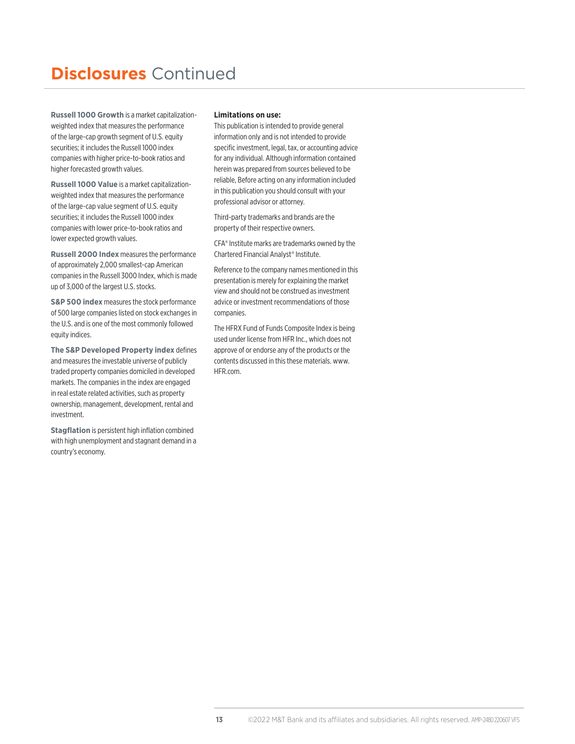# **Disclosures** Continued

**Russell 1000 Growth** is a market capitalization-weighted index that measures the performance of the large-cap growth segment of U.S. equity securities; it includes the Russell 1000 index companies with higher price-to-book ratios and higher forecasted growth values.

**Russell 1000 Value** is a market capitalization-weighted index that measures the performance of the large-cap value segment of U.S. equity securities; it includes the Russell 1000 index companies with lower price-to-book ratios and lower expected growth values.

**Russell 2000 Index** measures the performance of approximately 2,000 smallest-cap American companies in the Russell 3000 Index, which is made up of 3,000 of the largest U.S. stocks.

**S&P 500 index** measures the stock performance of 500 large companies listed on stock exchanges in the U.S. and is one of the most commonly followed equity indices.

**The S&P Developed Property index** defines and measures the investable universe of publicly traded property companies domiciled in developed markets. The companies in the index are engaged in real estate related activities, such as property ownership, management, development, rental and investment.

**Stagflation** is persistent high inflation combined with high unemployment and stagnant demand in a country's economy.

**Limitations on use:**

This publication is intended to provide general information only and is not intended to provide specific investment, legal, tax, or accounting advice for any individual. Although information contained herein was prepared from sources believed to be reliable, Before acting on any information included in this publication you should consult with your professional advisor or attorney.

Third-party trademarks and brands are the property of their respective owners.

CFA® Institute marks are trademarks owned by the Chartered Financial Analyst® Institute.

Reference to the company names mentioned in this presentation is merely for explaining the market view and should not be construed as investment advice or investment recommendations of those companies.

The HFRX Fund of Funds Composite Index is being used under license from HFR Inc., which does not approve of or endorse any of the products or the contents discussed in this these materials. www.HFR.com.

©2022 M&T Bank and its affiliates and subsidiaries. All rights reserved. AMP-2480 220607 VFS